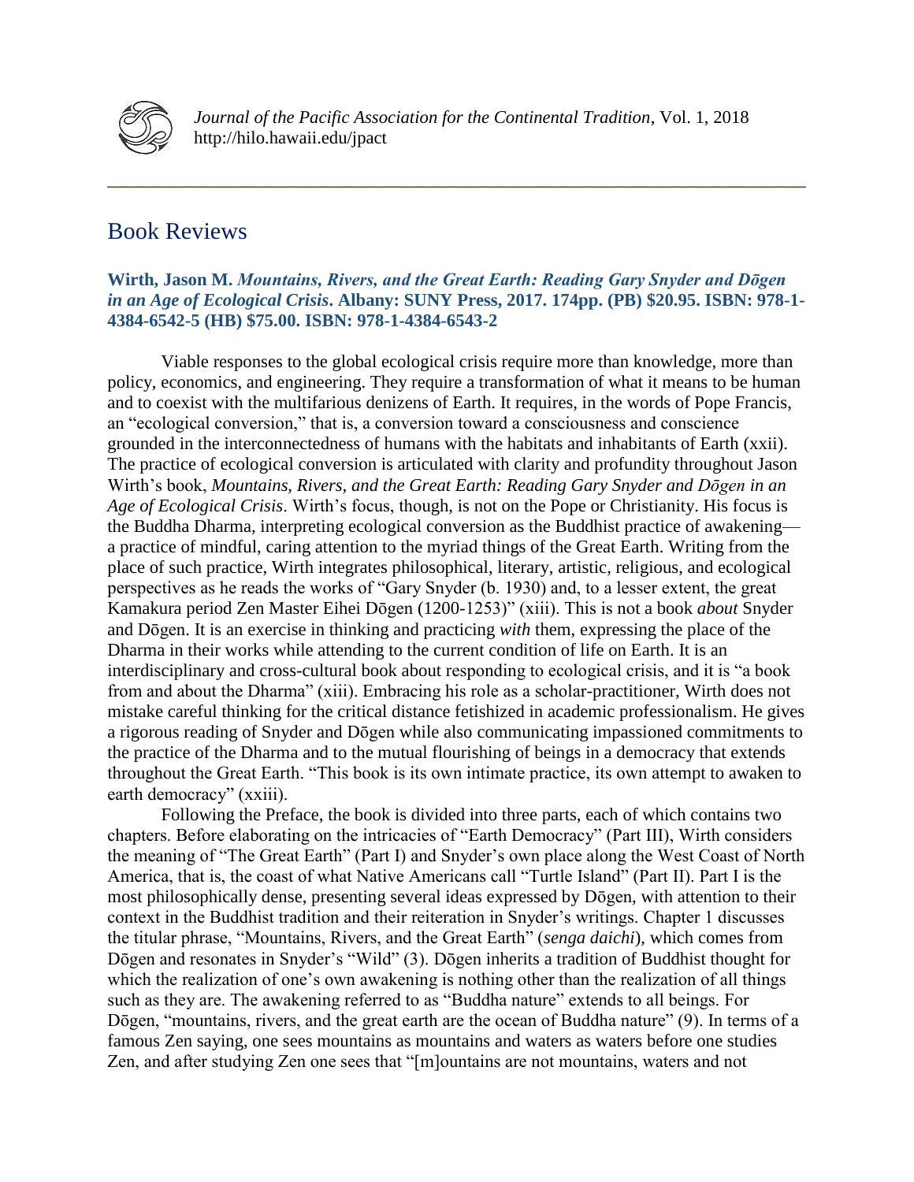## Book Reviews

**Wirth, Jason M. *Mountains, Rivers, and the Great Earth: Reading Gary Snyder and Dōgen in an Age of Ecological Crisis*. Albany: SUNY Press, 2017. 174pp. (PB) $20.95. ISBN: 978-1-4384-6542-5 (HB) $75.00. ISBN: 978-1-4384-6543-2**

Viable responses to the global ecological crisis require more than knowledge, more than policy, economics, and engineering. They require a transformation of what it means to be human and to coexist with the multifarious denizens of Earth. It requires, in the words of Pope Francis, an "ecological conversion," that is, a conversion toward a consciousness and conscience grounded in the interconnectedness of humans with the habitats and inhabitants of Earth (xxii). The practice of ecological conversion is articulated with clarity and profundity throughout Jason Wirth's book, *Mountains, Rivers, and the Great Earth: Reading Gary Snyder and Dōgen in an Age of Ecological Crisis*. Wirth's focus, though, is not on the Pope or Christianity. His focus is the Buddha Dharma, interpreting ecological conversion as the Buddhist practice of awakening—a practice of mindful, caring attention to the myriad things of the Great Earth. Writing from the place of such practice, Wirth integrates philosophical, literary, artistic, religious, and ecological perspectives as he reads the works of "Gary Snyder (b. 1930) and, to a lesser extent, the great Kamakura period Zen Master Eihei Dōgen (1200-1253)" (xiii). This is not a book *about* Snyder and Dōgen. It is an exercise in thinking and practicing *with* them, expressing the place of the Dharma in their works while attending to the current condition of life on Earth. It is an interdisciplinary and cross-cultural book about responding to ecological crisis, and it is "a book from and about the Dharma" (xiii). Embracing his role as a scholar-practitioner, Wirth does not mistake careful thinking for the critical distance fetishized in academic professionalism. He gives a rigorous reading of Snyder and Dōgen while also communicating impassioned commitments to the practice of the Dharma and to the mutual flourishing of beings in a democracy that extends throughout the Great Earth. "This book is its own intimate practice, its own attempt to awaken to earth democracy" (xxiii).

Following the Preface, the book is divided into three parts, each of which contains two chapters. Before elaborating on the intricacies of "Earth Democracy" (Part III), Wirth considers the meaning of "The Great Earth" (Part I) and Snyder's own place along the West Coast of North America, that is, the coast of what Native Americans call "Turtle Island" (Part II). Part I is the most philosophically dense, presenting several ideas expressed by Dōgen, with attention to their context in the Buddhist tradition and their reiteration in Snyder's writings. Chapter 1 discusses the titular phrase, "Mountains, Rivers, and the Great Earth" (*senga daichi*), which comes from Dōgen and resonates in Snyder's "Wild" (3). Dōgen inherits a tradition of Buddhist thought for which the realization of one's own awakening is nothing other than the realization of all things such as they are. The awakening referred to as "Buddha nature" extends to all beings. For Dōgen, "mountains, rivers, and the great earth are the ocean of Buddha nature" (9). In terms of a famous Zen saying, one sees mountains as mountains and waters as waters before one studies Zen, and after studying Zen one sees that "[m]ountains are not mountains, waters and not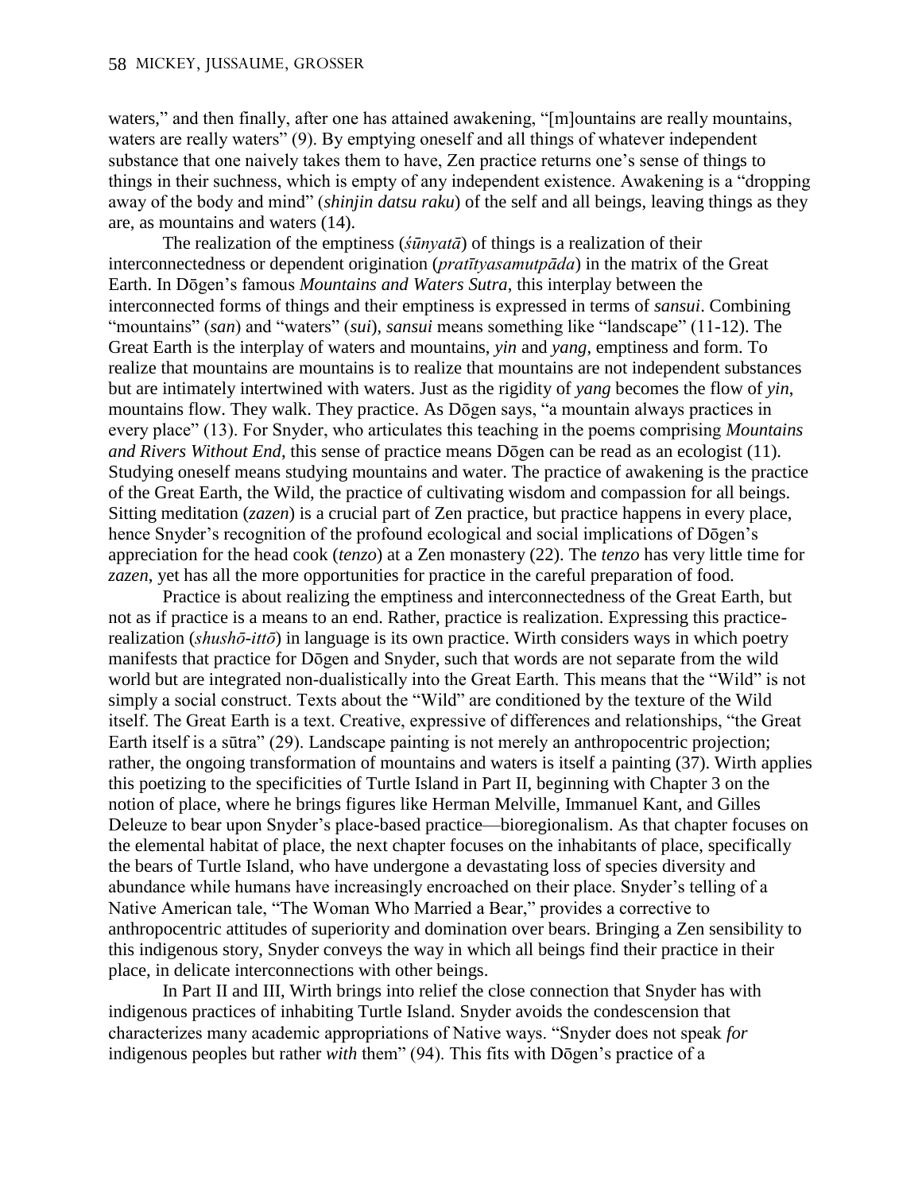waters," and then finally, after one has attained awakening, "[m]ountains are really mountains, waters are really waters" (9). By emptying oneself and all things of whatever independent substance that one naively takes them to have, Zen practice returns one's sense of things to things in their suchness, which is empty of any independent existence. Awakening is a "dropping away of the body and mind" (*shinjin datsu raku*) of the self and all beings, leaving things as they are, as mountains and waters (14).

The realization of the emptiness (*śūnyatā*) of things is a realization of their interconnectedness or dependent origination (*pratītyasamutpāda*) in the matrix of the Great Earth. In Dōgen's famous *Mountains and Waters Sutra*, this interplay between the interconnected forms of things and their emptiness is expressed in terms of *sansui*. Combining "mountains" (*san*) and "waters" (*sui*), *sansui* means something like "landscape" (11-12). The Great Earth is the interplay of waters and mountains, *yin* and *yang*, emptiness and form. To realize that mountains are mountains is to realize that mountains are not independent substances but are intimately intertwined with waters. Just as the rigidity of *yang* becomes the flow of *yin*, mountains flow. They walk. They practice. As Dōgen says, "a mountain always practices in every place" (13). For Snyder, who articulates this teaching in the poems comprising *Mountains and Rivers Without End*, this sense of practice means Dōgen can be read as an ecologist (11). Studying oneself means studying mountains and water. The practice of awakening is the practice of the Great Earth, the Wild, the practice of cultivating wisdom and compassion for all beings. Sitting meditation (*zazen*) is a crucial part of Zen practice, but practice happens in every place, hence Snyder's recognition of the profound ecological and social implications of Dōgen's appreciation for the head cook (*tenzo*) at a Zen monastery (22). The *tenzo* has very little time for *zazen*, yet has all the more opportunities for practice in the careful preparation of food.

Practice is about realizing the emptiness and interconnectedness of the Great Earth, but not as if practice is a means to an end. Rather, practice is realization. Expressing this practice-realization (*shushō-ittō*) in language is its own practice. Wirth considers ways in which poetry manifests that practice for Dōgen and Snyder, such that words are not separate from the wild world but are integrated non-dualistically into the Great Earth. This means that the "Wild" is not simply a social construct. Texts about the "Wild" are conditioned by the texture of the Wild itself. The Great Earth is a text. Creative, expressive of differences and relationships, "the Great Earth itself is a sūtra" (29). Landscape painting is not merely an anthropocentric projection; rather, the ongoing transformation of mountains and waters is itself a painting (37). Wirth applies this poetizing to the specificities of Turtle Island in Part II, beginning with Chapter 3 on the notion of place, where he brings figures like Herman Melville, Immanuel Kant, and Gilles Deleuze to bear upon Snyder's place-based practice—bioregionalism. As that chapter focuses on the elemental habitat of place, the next chapter focuses on the inhabitants of place, specifically the bears of Turtle Island, who have undergone a devastating loss of species diversity and abundance while humans have increasingly encroached on their place. Snyder's telling of a Native American tale, "The Woman Who Married a Bear," provides a corrective to anthropocentric attitudes of superiority and domination over bears. Bringing a Zen sensibility to this indigenous story, Snyder conveys the way in which all beings find their practice in their place, in delicate interconnections with other beings.

In Part II and III, Wirth brings into relief the close connection that Snyder has with indigenous practices of inhabiting Turtle Island. Snyder avoids the condescension that characterizes many academic appropriations of Native ways. "Snyder does not speak *for* indigenous peoples but rather *with* them" (94). This fits with Dōgen's practice of a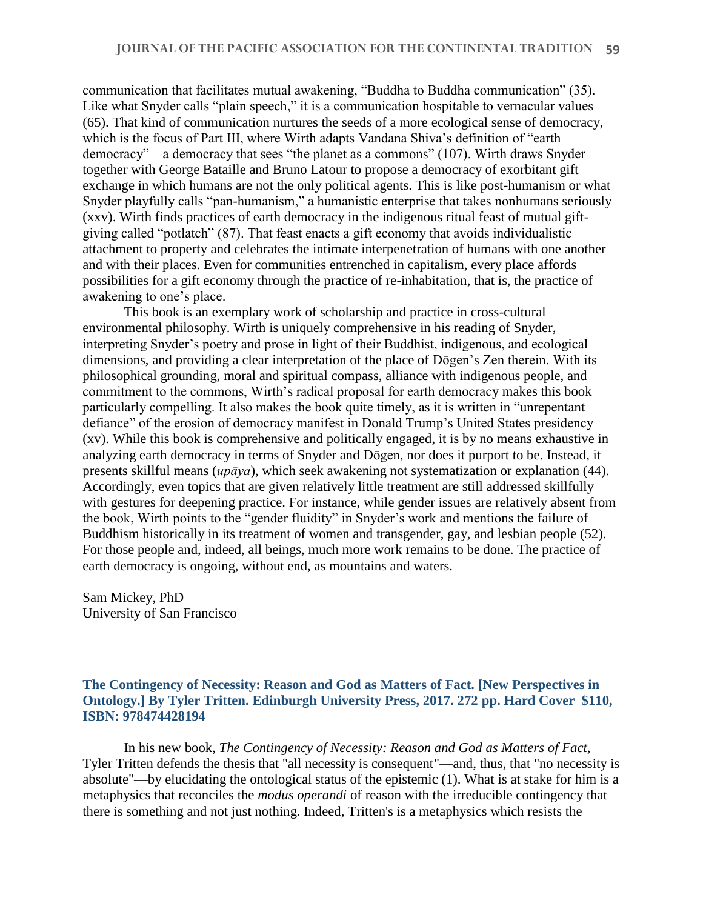communication that facilitates mutual awakening, "Buddha to Buddha communication" (35). Like what Snyder calls "plain speech," it is a communication hospitable to vernacular values (65). That kind of communication nurtures the seeds of a more ecological sense of democracy, which is the focus of Part III, where Wirth adapts Vandana Shiva's definition of "earth democracy"—a democracy that sees "the planet as a commons" (107). Wirth draws Snyder together with George Bataille and Bruno Latour to propose a democracy of exorbitant gift exchange in which humans are not the only political agents. This is like post-humanism or what Snyder playfully calls "pan-humanism," a humanistic enterprise that takes nonhumans seriously (xxv). Wirth finds practices of earth democracy in the indigenous ritual feast of mutual gift-giving called "potlatch" (87). That feast enacts a gift economy that avoids individualistic attachment to property and celebrates the intimate interpenetration of humans with one another and with their places. Even for communities entrenched in capitalism, every place affords possibilities for a gift economy through the practice of re-inhabitation, that is, the practice of awakening to one's place.

This book is an exemplary work of scholarship and practice in cross-cultural environmental philosophy. Wirth is uniquely comprehensive in his reading of Snyder, interpreting Snyder's poetry and prose in light of their Buddhist, indigenous, and ecological dimensions, and providing a clear interpretation of the place of Dōgen's Zen therein. With its philosophical grounding, moral and spiritual compass, alliance with indigenous people, and commitment to the commons, Wirth's radical proposal for earth democracy makes this book particularly compelling. It also makes the book quite timely, as it is written in "unrepentant defiance" of the erosion of democracy manifest in Donald Trump's United States presidency (xv). While this book is comprehensive and politically engaged, it is by no means exhaustive in analyzing earth democracy in terms of Snyder and Dōgen, nor does it purport to be. Instead, it presents skillful means (*upāya*), which seek awakening not systematization or explanation (44). Accordingly, even topics that are given relatively little treatment are still addressed skillfully with gestures for deepening practice. For instance, while gender issues are relatively absent from the book, Wirth points to the "gender fluidity" in Snyder's work and mentions the failure of Buddhism historically in its treatment of women and transgender, gay, and lesbian people (52). For those people and, indeed, all beings, much more work remains to be done. The practice of earth democracy is ongoing, without end, as mountains and waters.

Sam Mickey, PhD
University of San Francisco

### The Contingency of Necessity: Reason and God as Matters of Fact. [New Perspectives in Ontology.] By Tyler Tritten. Edinburgh University Press, 2017. 272 pp. Hard Cover $110, ISBN: 978474428194

In his new book, *The Contingency of Necessity: Reason and God as Matters of Fact*, Tyler Tritten defends the thesis that "all necessity is consequent"—and, thus, that "no necessity is absolute"—by elucidating the ontological status of the epistemic (1). What is at stake for him is a metaphysics that reconciles the *modus operandi* of reason with the irreducible contingency that there is something and not just nothing. Indeed, Tritten's is a metaphysics which resists the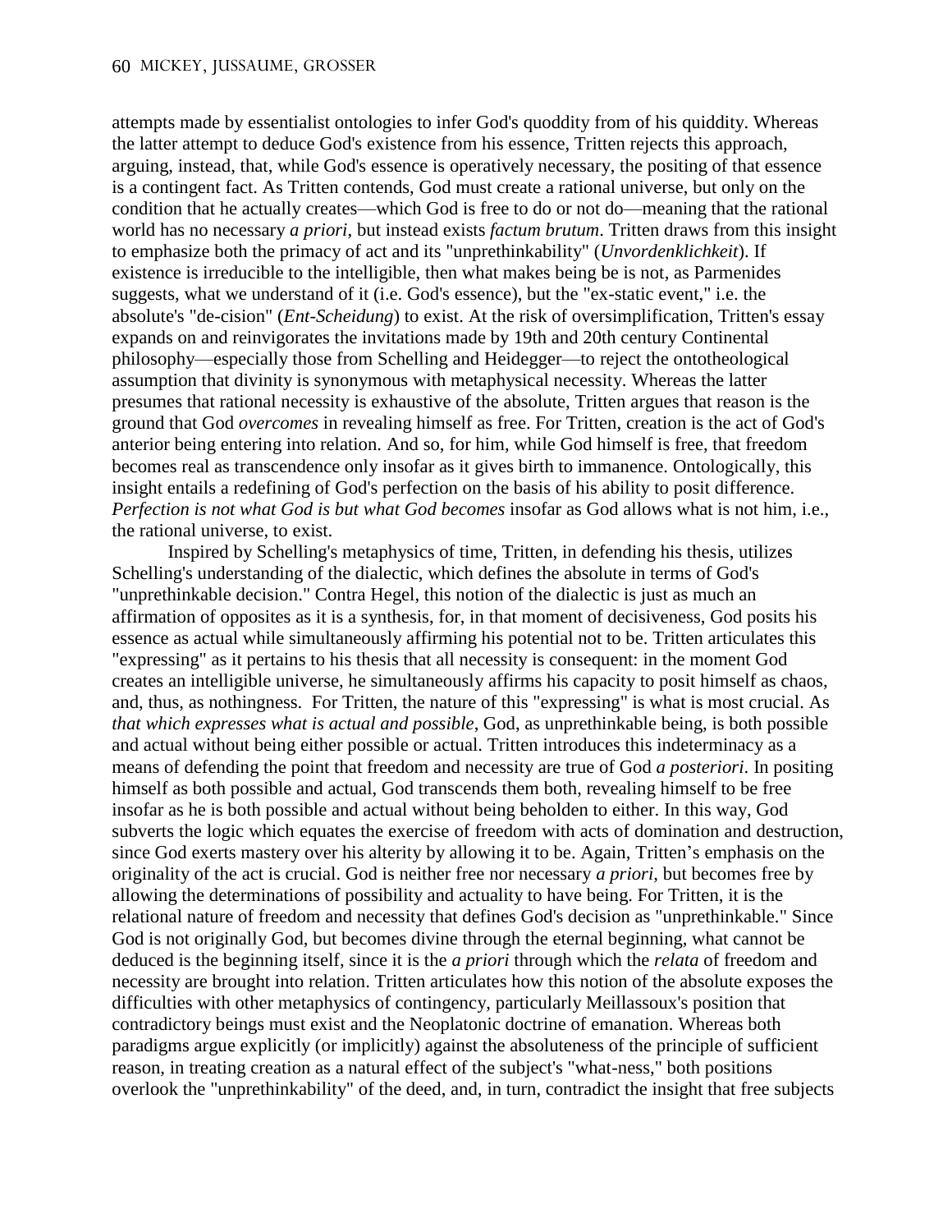attempts made by essentialist ontologies to infer God's quoddity from of his quiddity. Whereas the latter attempt to deduce God's existence from his essence, Tritten rejects this approach, arguing, instead, that, while God's essence is operatively necessary, the positing of that essence is a contingent fact. As Tritten contends, God must create a rational universe, but only on the condition that he actually creates—which God is free to do or not do—meaning that the rational world has no necessary *a priori*, but instead exists *factum brutum*. Tritten draws from this insight to emphasize both the primacy of act and its "unprethinkability" (*Unvordenklichkeit*). If existence is irreducible to the intelligible, then what makes being be is not, as Parmenides suggests, what we understand of it (i.e. God's essence), but the "ex-static event," i.e. the absolute's "de-cision" (*Ent-Scheidung*) to exist. At the risk of oversimplification, Tritten's essay expands on and reinvigorates the invitations made by 19th and 20th century Continental philosophy—especially those from Schelling and Heidegger—to reject the ontotheological assumption that divinity is synonymous with metaphysical necessity. Whereas the latter presumes that rational necessity is exhaustive of the absolute, Tritten argues that reason is the ground that God *overcomes* in revealing himself as free. For Tritten, creation is the act of God's anterior being entering into relation. And so, for him, while God himself is free, that freedom becomes real as transcendence only insofar as it gives birth to immanence. Ontologically, this insight entails a redefining of God's perfection on the basis of his ability to posit difference. *Perfection is not what God is but what God becomes* insofar as God allows what is not him, i.e., the rational universe, to exist.

Inspired by Schelling's metaphysics of time, Tritten, in defending his thesis, utilizes Schelling's understanding of the dialectic, which defines the absolute in terms of God's "unprethinkable decision." Contra Hegel, this notion of the dialectic is just as much an affirmation of opposites as it is a synthesis, for, in that moment of decisiveness, God posits his essence as actual while simultaneously affirming his potential not to be. Tritten articulates this "expressing" as it pertains to his thesis that all necessity is consequent: in the moment God creates an intelligible universe, he simultaneously affirms his capacity to posit himself as chaos, and, thus, as nothingness. For Tritten, the nature of this "expressing" is what is most crucial. As *that which expresses what is actual and possible*, God, as unprethinkable being, is both possible and actual without being either possible or actual. Tritten introduces this indeterminacy as a means of defending the point that freedom and necessity are true of God *a posteriori*. In positing himself as both possible and actual, God transcends them both, revealing himself to be free insofar as he is both possible and actual without being beholden to either. In this way, God subverts the logic which equates the exercise of freedom with acts of domination and destruction, since God exerts mastery over his alterity by allowing it to be. Again, Tritten's emphasis on the originality of the act is crucial. God is neither free nor necessary *a priori*, but becomes free by allowing the determinations of possibility and actuality to have being. For Tritten, it is the relational nature of freedom and necessity that defines God's decision as "unprethinkable." Since God is not originally God, but becomes divine through the eternal beginning, what cannot be deduced is the beginning itself, since it is the *a priori* through which the *relata* of freedom and necessity are brought into relation. Tritten articulates how this notion of the absolute exposes the difficulties with other metaphysics of contingency, particularly Meillassoux's position that contradictory beings must exist and the Neoplatonic doctrine of emanation. Whereas both paradigms argue explicitly (or implicitly) against the absoluteness of the principle of sufficient reason, in treating creation as a natural effect of the subject's "what-ness," both positions overlook the "unprethinkability" of the deed, and, in turn, contradict the insight that free subjects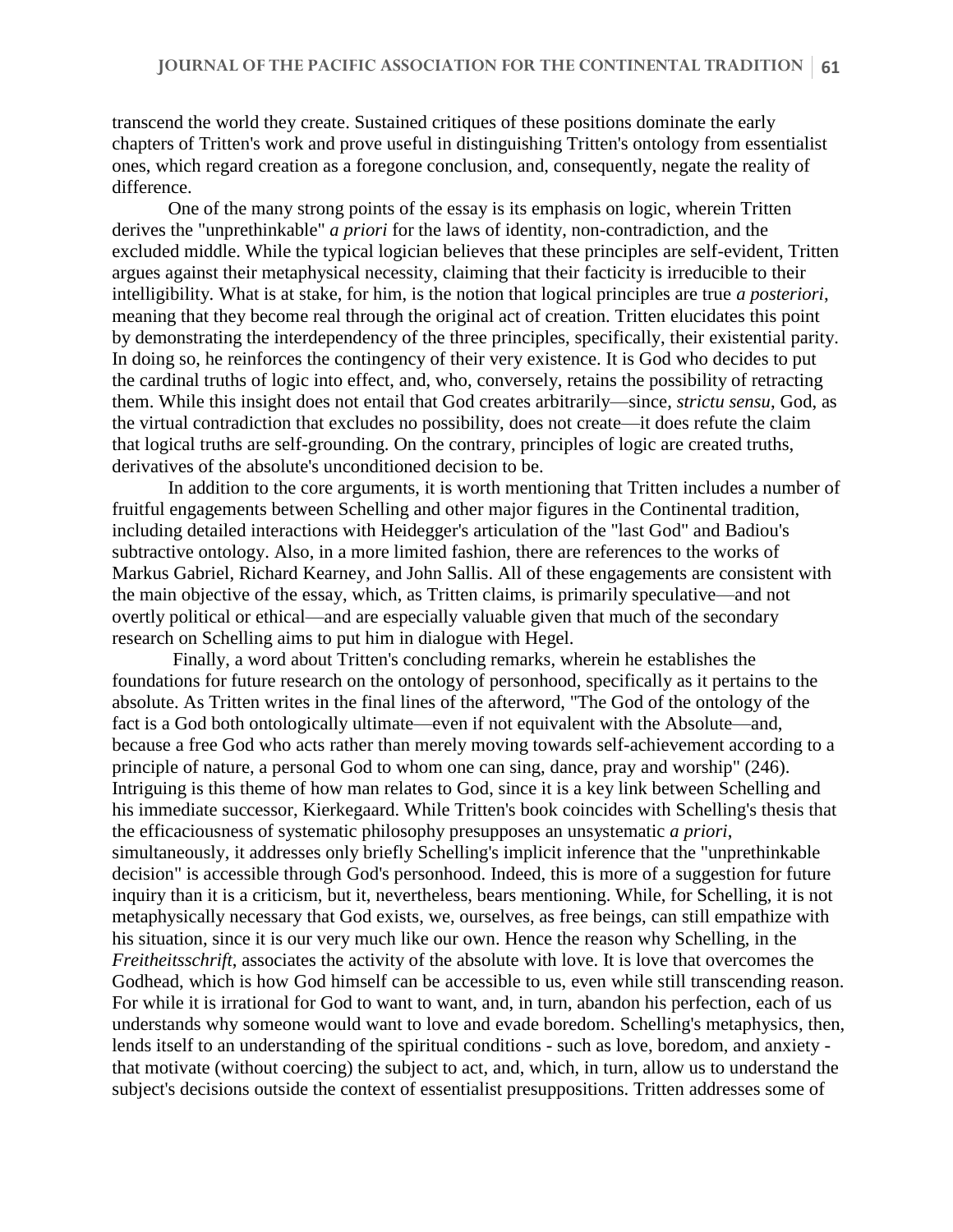transcend the world they create. Sustained critiques of these positions dominate the early chapters of Tritten's work and prove useful in distinguishing Tritten's ontology from essentialist ones, which regard creation as a foregone conclusion, and, consequently, negate the reality of difference.

One of the many strong points of the essay is its emphasis on logic, wherein Tritten derives the "unprethinkable" *a priori* for the laws of identity, non-contradiction, and the excluded middle. While the typical logician believes that these principles are self-evident, Tritten argues against their metaphysical necessity, claiming that their facticity is irreducible to their intelligibility. What is at stake, for him, is the notion that logical principles are true *a posteriori*, meaning that they become real through the original act of creation. Tritten elucidates this point by demonstrating the interdependency of the three principles, specifically, their existential parity. In doing so, he reinforces the contingency of their very existence. It is God who decides to put the cardinal truths of logic into effect, and, who, conversely, retains the possibility of retracting them. While this insight does not entail that God creates arbitrarily—since, *strictu sensu*, God, as the virtual contradiction that excludes no possibility, does not create—it does refute the claim that logical truths are self-grounding. On the contrary, principles of logic are created truths, derivatives of the absolute's unconditioned decision to be.

In addition to the core arguments, it is worth mentioning that Tritten includes a number of fruitful engagements between Schelling and other major figures in the Continental tradition, including detailed interactions with Heidegger's articulation of the "last God" and Badiou's subtractive ontology. Also, in a more limited fashion, there are references to the works of Markus Gabriel, Richard Kearney, and John Sallis. All of these engagements are consistent with the main objective of the essay, which, as Tritten claims, is primarily speculative—and not overtly political or ethical—and are especially valuable given that much of the secondary research on Schelling aims to put him in dialogue with Hegel.

Finally, a word about Tritten's concluding remarks, wherein he establishes the foundations for future research on the ontology of personhood, specifically as it pertains to the absolute. As Tritten writes in the final lines of the afterword, "The God of the ontology of the fact is a God both ontologically ultimate—even if not equivalent with the Absolute—and, because a free God who acts rather than merely moving towards self-achievement according to a principle of nature, a personal God to whom one can sing, dance, pray and worship" (246). Intriguing is this theme of how man relates to God, since it is a key link between Schelling and his immediate successor, Kierkegaard. While Tritten's book coincides with Schelling's thesis that the efficaciousness of systematic philosophy presupposes an unsystematic *a priori*, simultaneously, it addresses only briefly Schelling's implicit inference that the "unprethinkable decision" is accessible through God's personhood. Indeed, this is more of a suggestion for future inquiry than it is a criticism, but it, nevertheless, bears mentioning. While, for Schelling, it is not metaphysically necessary that God exists, we, ourselves, as free beings, can still empathize with his situation, since it is our very much like our own. Hence the reason why Schelling, in the *Freitheitsschrift*, associates the activity of the absolute with love. It is love that overcomes the Godhead, which is how God himself can be accessible to us, even while still transcending reason. For while it is irrational for God to want to want, and, in turn, abandon his perfection, each of us understands why someone would want to love and evade boredom. Schelling's metaphysics, then, lends itself to an understanding of the spiritual conditions - such as love, boredom, and anxiety - that motivate (without coercing) the subject to act, and, which, in turn, allow us to understand the subject's decisions outside the context of essentialist presuppositions. Tritten addresses some of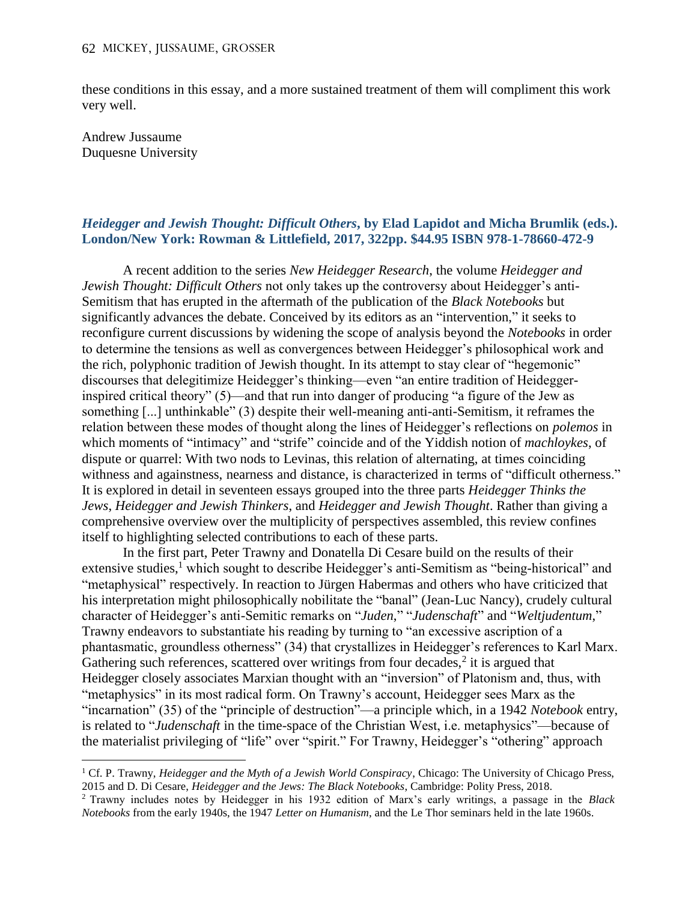these conditions in this essay, and a more sustained treatment of them will compliment this work very well.

Andrew Jussaume
Duquesne University

### ***Heidegger and Jewish Thought: Difficult Others*, by Elad Lapidot and Micha Brumlik (eds.). London/New York: Rowman & Littlefield, 2017, 322pp. $44.95 ISBN 978-1-78660-472-9**

A recent addition to the series *New Heidegger Research*, the volume *Heidegger and Jewish Thought: Difficult Others* not only takes up the controversy about Heidegger's anti-Semitism that has erupted in the aftermath of the publication of the *Black Notebooks* but significantly advances the debate. Conceived by its editors as an "intervention," it seeks to reconfigure current discussions by widening the scope of analysis beyond the *Notebooks* in order to determine the tensions as well as convergences between Heidegger's philosophical work and the rich, polyphonic tradition of Jewish thought. In its attempt to stay clear of "hegemonic" discourses that delegitimize Heidegger's thinking—even "an entire tradition of Heidegger-inspired critical theory" (5)—and that run into danger of producing "a figure of the Jew as something [...] unthinkable" (3) despite their well-meaning anti-anti-Semitism, it reframes the relation between these modes of thought along the lines of Heidegger's reflections on *polemos* in which moments of "intimacy" and "strife" coincide and of the Yiddish notion of *machloykes*, of dispute or quarrel: With two nods to Levinas, this relation of alternating, at times coinciding withness and againstness, nearness and distance, is characterized in terms of "difficult otherness." It is explored in detail in seventeen essays grouped into the three parts *Heidegger Thinks the Jews*, *Heidegger and Jewish Thinkers*, and *Heidegger and Jewish Thought*. Rather than giving a comprehensive overview over the multiplicity of perspectives assembled, this review confines itself to highlighting selected contributions to each of these parts.

In the first part, Peter Trawny and Donatella Di Cesare build on the results of their extensive studies,[1] which sought to describe Heidegger's anti-Semitism as "being-historical" and "metaphysical" respectively. In reaction to Jürgen Habermas and others who have criticized that his interpretation might philosophically nobilitate the "banal" (Jean-Luc Nancy), crudely cultural character of Heidegger's anti-Semitic remarks on "*Juden*," "*Judenschaft*" and "*Weltjudentum*," Trawny endeavors to substantiate his reading by turning to "an excessive ascription of a phantasmatic, groundless otherness" (34) that crystallizes in Heidegger's references to Karl Marx. Gathering such references, scattered over writings from four decades,[2] it is argued that Heidegger closely associates Marxian thought with an "inversion" of Platonism and, thus, with "metaphysics" in its most radical form. On Trawny's account, Heidegger sees Marx as the "incarnation" (35) of the "principle of destruction"—a principle which, in a 1942 *Notebook* entry, is related to "*Judenschaft* in the time-space of the Christian West, i.e. metaphysics"—because of the materialist privileging of "life" over "spirit." For Trawny, Heidegger's "othering" approach

---

[1] Cf. P. Trawny, *Heidegger and the Myth of a Jewish World Conspiracy*, Chicago: The University of Chicago Press, 2015 and D. Di Cesare, *Heidegger and the Jews: The Black Notebooks*, Cambridge: Polity Press, 2018.

[2] Trawny includes notes by Heidegger in his 1932 edition of Marx's early writings, a passage in the *Black Notebooks* from the early 1940s, the 1947 *Letter on Humanism*, and the Le Thor seminars held in the late 1960s.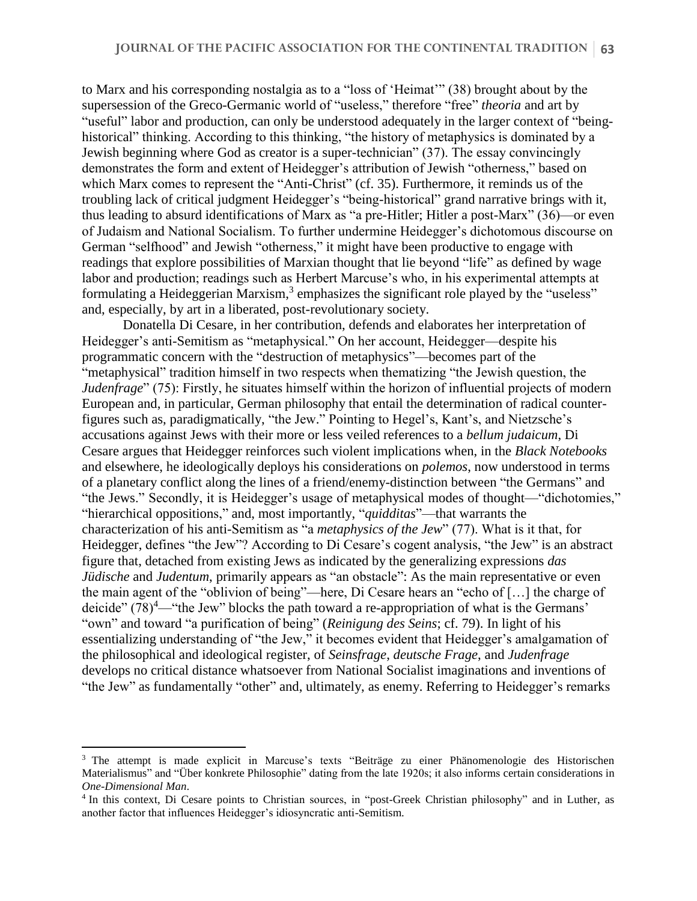to Marx and his corresponding nostalgia as to a "loss of 'Heimat'" (38) brought about by the supersession of the Greco-Germanic world of "useless," therefore "free" *theoria* and art by "useful" labor and production, can only be understood adequately in the larger context of "being-historical" thinking. According to this thinking, "the history of metaphysics is dominated by a Jewish beginning where God as creator is a super-technician" (37). The essay convincingly demonstrates the form and extent of Heidegger's attribution of Jewish "otherness," based on which Marx comes to represent the "Anti-Christ" (cf. 35). Furthermore, it reminds us of the troubling lack of critical judgment Heidegger's "being-historical" grand narrative brings with it, thus leading to absurd identifications of Marx as "a pre-Hitler; Hitler a post-Marx" (36)—or even of Judaism and National Socialism. To further undermine Heidegger's dichotomous discourse on German "selfhood" and Jewish "otherness," it might have been productive to engage with readings that explore possibilities of Marxian thought that lie beyond "life" as defined by wage labor and production; readings such as Herbert Marcuse's who, in his experimental attempts at formulating a Heideggerian Marxism,[3] emphasizes the significant role played by the "useless" and, especially, by art in a liberated, post-revolutionary society.

Donatella Di Cesare, in her contribution, defends and elaborates her interpretation of Heidegger's anti-Semitism as "metaphysical." On her account, Heidegger—despite his programmatic concern with the "destruction of metaphysics"—becomes part of the "metaphysical" tradition himself in two respects when thematizing "the Jewish question, the *Judenfrage*" (75): Firstly, he situates himself within the horizon of influential projects of modern European and, in particular, German philosophy that entail the determination of radical counter-figures such as, paradigmatically, "the Jew." Pointing to Hegel's, Kant's, and Nietzsche's accusations against Jews with their more or less veiled references to a *bellum judaicum*, Di Cesare argues that Heidegger reinforces such violent implications when, in the *Black Notebooks* and elsewhere, he ideologically deploys his considerations on *polemos*, now understood in terms of a planetary conflict along the lines of a friend/enemy-distinction between "the Germans" and "the Jews." Secondly, it is Heidegger's usage of metaphysical modes of thought—"dichotomies," "hierarchical oppositions," and, most importantly, "*quidditas*"—that warrants the characterization of his anti-Semitism as "a *metaphysics of the Jew*" (77). What is it that, for Heidegger, defines "the Jew"? According to Di Cesare's cogent analysis, "the Jew" is an abstract figure that, detached from existing Jews as indicated by the generalizing expressions *das Jüdische* and *Judentum*, primarily appears as "an obstacle": As the main representative or even the main agent of the "oblivion of being"—here, Di Cesare hears an "echo of […] the charge of deicide" (78)[4]—"the Jew" blocks the path toward a re-appropriation of what is the Germans' "own" and toward "a purification of being" (*Reinigung des Seins*; cf. 79). In light of his essentializing understanding of "the Jew," it becomes evident that Heidegger's amalgamation of the philosophical and ideological register, of *Seinsfrage*, *deutsche Frage*, and *Judenfrage* develops no critical distance whatsoever from National Socialist imaginations and inventions of "the Jew" as fundamentally "other" and, ultimately, as enemy. Referring to Heidegger's remarks

---

[3] The attempt is made explicit in Marcuse's texts "Beiträge zu einer Phänomenologie des Historischen Materialismus" and "Über konkrete Philosophie" dating from the late 1920s; it also informs certain considerations in *One-Dimensional Man*.

[4] In this context, Di Cesare points to Christian sources, in "post-Greek Christian philosophy" and in Luther, as another factor that influences Heidegger's idiosyncratic anti-Semitism.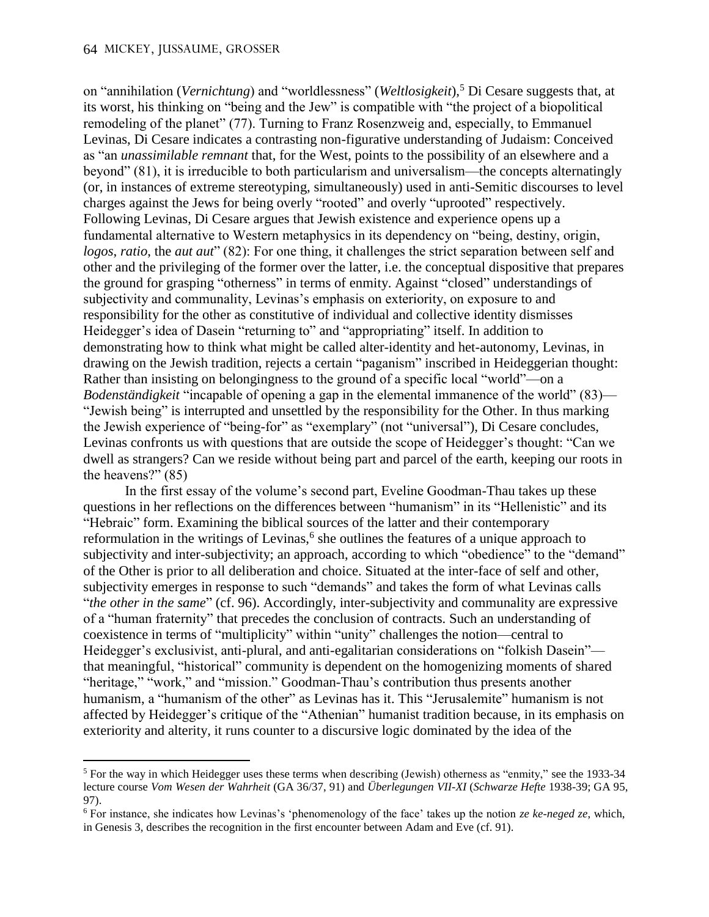on "annihilation (*Vernichtung*) and "worldlessness" (*Weltlosigkeit*),[5] Di Cesare suggests that, at its worst, his thinking on "being and the Jew" is compatible with "the project of a biopolitical remodeling of the planet" (77). Turning to Franz Rosenzweig and, especially, to Emmanuel Levinas, Di Cesare indicates a contrasting non-figurative understanding of Judaism: Conceived as "an *unassimilable remnant* that, for the West, points to the possibility of an elsewhere and a beyond" (81), it is irreducible to both particularism and universalism—the concepts alternatingly (or, in instances of extreme stereotyping, simultaneously) used in anti-Semitic discourses to level charges against the Jews for being overly "rooted" and overly "uprooted" respectively. Following Levinas, Di Cesare argues that Jewish existence and experience opens up a fundamental alternative to Western metaphysics in its dependency on "being, destiny, origin, *logos*, *ratio*, the *aut aut*" (82): For one thing, it challenges the strict separation between self and other and the privileging of the former over the latter, i.e. the conceptual dispositive that prepares the ground for grasping "otherness" in terms of enmity. Against "closed" understandings of subjectivity and communality, Levinas's emphasis on exteriority, on exposure to and responsibility for the other as constitutive of individual and collective identity dismisses Heidegger's idea of Dasein "returning to" and "appropriating" itself. In addition to demonstrating how to think what might be called alter-identity and het-autonomy, Levinas, in drawing on the Jewish tradition, rejects a certain "paganism" inscribed in Heideggerian thought: Rather than insisting on belongingness to the ground of a specific local "world"—on a *Bodenständigkeit* "incapable of opening a gap in the elemental immanence of the world" (83)—"Jewish being" is interrupted and unsettled by the responsibility for the Other. In thus marking the Jewish experience of "being-for" as "exemplary" (not "universal"), Di Cesare concludes, Levinas confronts us with questions that are outside the scope of Heidegger's thought: "Can we dwell as strangers? Can we reside without being part and parcel of the earth, keeping our roots in the heavens?" (85)

In the first essay of the volume's second part, Eveline Goodman-Thau takes up these questions in her reflections on the differences between "humanism" in its "Hellenistic" and its "Hebraic" form. Examining the biblical sources of the latter and their contemporary reformulation in the writings of Levinas,[6] she outlines the features of a unique approach to subjectivity and inter-subjectivity; an approach, according to which "obedience" to the "demand" of the Other is prior to all deliberation and choice. Situated at the inter-face of self and other, subjectivity emerges in response to such "demands" and takes the form of what Levinas calls "*the other in the same*" (cf. 96). Accordingly, inter-subjectivity and communality are expressive of a "human fraternity" that precedes the conclusion of contracts. Such an understanding of coexistence in terms of "multiplicity" within "unity" challenges the notion—central to Heidegger's exclusivist, anti-plural, and anti-egalitarian considerations on "folkish Dasein"—that meaningful, "historical" community is dependent on the homogenizing moments of shared "heritage," "work," and "mission." Goodman-Thau's contribution thus presents another humanism, a "humanism of the other" as Levinas has it. This "Jerusalemite" humanism is not affected by Heidegger's critique of the "Athenian" humanist tradition because, in its emphasis on exteriority and alterity, it runs counter to a discursive logic dominated by the idea of the

---

[5] For the way in which Heidegger uses these terms when describing (Jewish) otherness as "enmity," see the 1933-34 lecture course *Vom Wesen der Wahrheit* (GA 36/37, 91) and *Überlegungen VII-XI* (*Schwarze Hefte* 1938-39; GA 95, 97).

[6] For instance, she indicates how Levinas's 'phenomenology of the face' takes up the notion *ze ke-neged ze*, which, in Genesis 3, describes the recognition in the first encounter between Adam and Eve (cf. 91).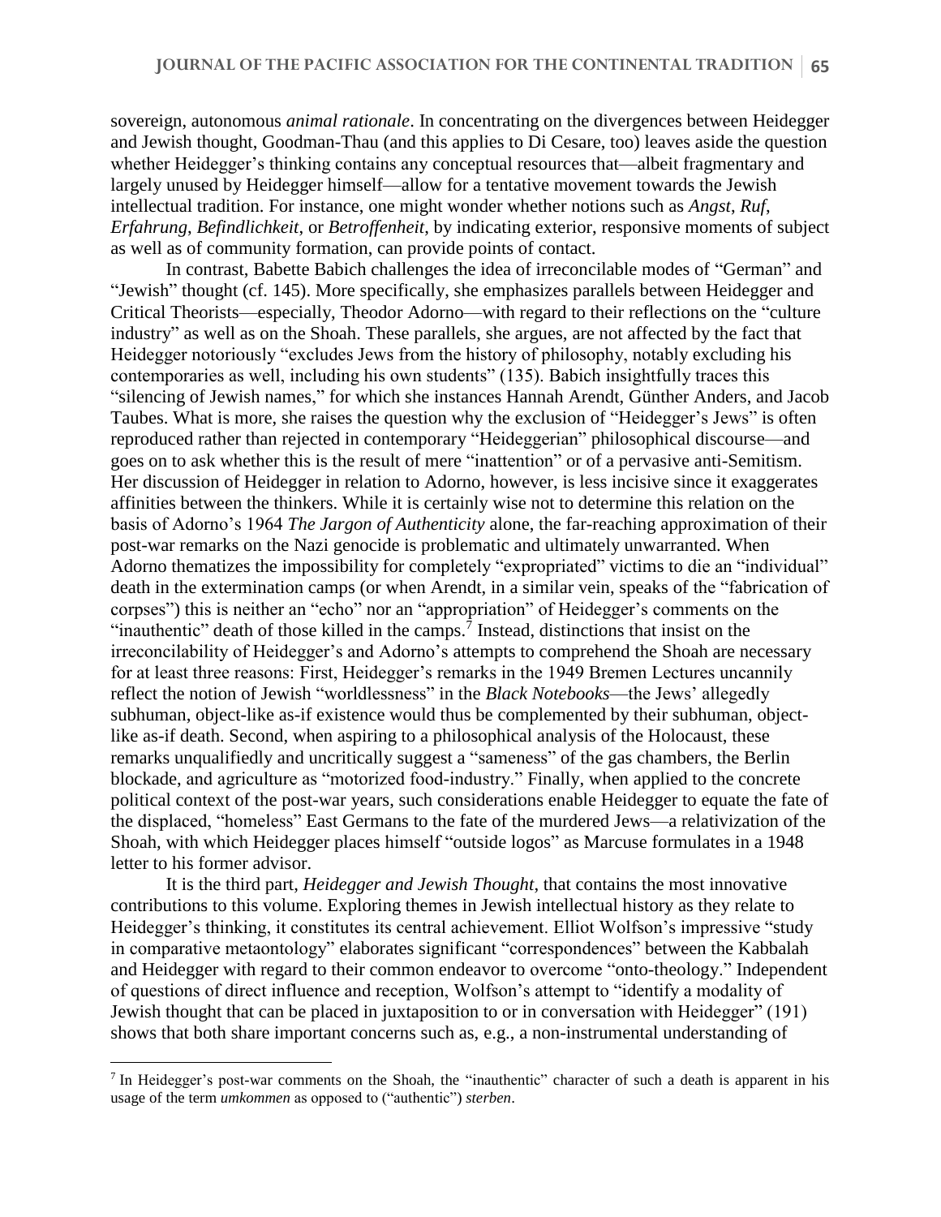sovereign, autonomous *animal rationale*. In concentrating on the divergences between Heidegger and Jewish thought, Goodman-Thau (and this applies to Di Cesare, too) leaves aside the question whether Heidegger's thinking contains any conceptual resources that—albeit fragmentary and largely unused by Heidegger himself—allow for a tentative movement towards the Jewish intellectual tradition. For instance, one might wonder whether notions such as *Angst*, *Ruf*, *Erfahrung*, *Befindlichkeit*, or *Betroffenheit*, by indicating exterior, responsive moments of subject as well as of community formation, can provide points of contact.

In contrast, Babette Babich challenges the idea of irreconcilable modes of "German" and "Jewish" thought (cf. 145). More specifically, she emphasizes parallels between Heidegger and Critical Theorists—especially, Theodor Adorno—with regard to their reflections on the "culture industry" as well as on the Shoah. These parallels, she argues, are not affected by the fact that Heidegger notoriously "excludes Jews from the history of philosophy, notably excluding his contemporaries as well, including his own students" (135). Babich insightfully traces this "silencing of Jewish names," for which she instances Hannah Arendt, Günther Anders, and Jacob Taubes. What is more, she raises the question why the exclusion of "Heidegger's Jews" is often reproduced rather than rejected in contemporary "Heideggerian" philosophical discourse—and goes on to ask whether this is the result of mere "inattention" or of a pervasive anti-Semitism. Her discussion of Heidegger in relation to Adorno, however, is less incisive since it exaggerates affinities between the thinkers. While it is certainly wise not to determine this relation on the basis of Adorno's 1964 *The Jargon of Authenticity* alone, the far-reaching approximation of their post-war remarks on the Nazi genocide is problematic and ultimately unwarranted. When Adorno thematizes the impossibility for completely "expropriated" victims to die an "individual" death in the extermination camps (or when Arendt, in a similar vein, speaks of the "fabrication of corpses") this is neither an "echo" nor an "appropriation" of Heidegger's comments on the "inauthentic" death of those killed in the camps.[7] Instead, distinctions that insist on the irreconcilability of Heidegger's and Adorno's attempts to comprehend the Shoah are necessary for at least three reasons: First, Heidegger's remarks in the 1949 Bremen Lectures uncannily reflect the notion of Jewish "worldlessness" in the *Black Notebooks*—the Jews' allegedly subhuman, object-like as-if existence would thus be complemented by their subhuman, object-like as-if death. Second, when aspiring to a philosophical analysis of the Holocaust, these remarks unqualifiedly and uncritically suggest a "sameness" of the gas chambers, the Berlin blockade, and agriculture as "motorized food-industry." Finally, when applied to the concrete political context of the post-war years, such considerations enable Heidegger to equate the fate of the displaced, "homeless" East Germans to the fate of the murdered Jews—a relativization of the Shoah, with which Heidegger places himself "outside logos" as Marcuse formulates in a 1948 letter to his former advisor.

It is the third part, *Heidegger and Jewish Thought*, that contains the most innovative contributions to this volume. Exploring themes in Jewish intellectual history as they relate to Heidegger's thinking, it constitutes its central achievement. Elliot Wolfson's impressive "study in comparative metaontology" elaborates significant "correspondences" between the Kabbalah and Heidegger with regard to their common endeavor to overcome "onto-theology." Independent of questions of direct influence and reception, Wolfson's attempt to "identify a modality of Jewish thought that can be placed in juxtaposition to or in conversation with Heidegger" (191) shows that both share important concerns such as, e.g., a non-instrumental understanding of

---

[7] In Heidegger's post-war comments on the Shoah, the "inauthentic" character of such a death is apparent in his usage of the term *umkommen* as opposed to ("authentic") *sterben*.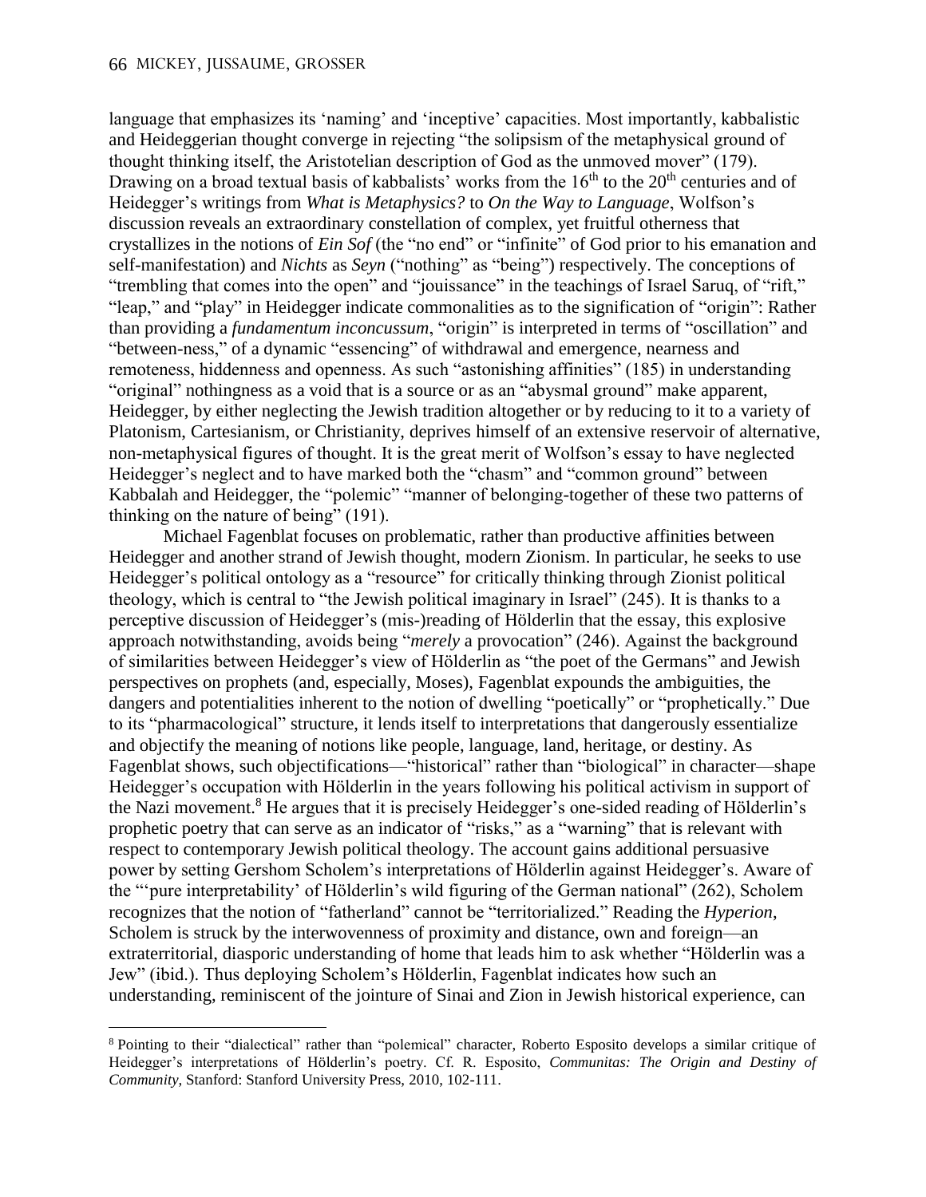language that emphasizes its 'naming' and 'inceptive' capacities. Most importantly, kabbalistic and Heideggerian thought converge in rejecting "the solipsism of the metaphysical ground of thought thinking itself, the Aristotelian description of God as the unmoved mover" (179). Drawing on a broad textual basis of kabbalists' works from the 16th to the 20th centuries and of Heidegger's writings from *What is Metaphysics?* to *On the Way to Language*, Wolfson's discussion reveals an extraordinary constellation of complex, yet fruitful otherness that crystallizes in the notions of *Ein Sof* (the "no end" or "infinite" of God prior to his emanation and self-manifestation) and *Nichts* as *Seyn* ("nothing" as "being") respectively. The conceptions of "trembling that comes into the open" and "jouissance" in the teachings of Israel Saruq, of "rift," "leap," and "play" in Heidegger indicate commonalities as to the signification of "origin": Rather than providing a *fundamentum inconcussum*, "origin" is interpreted in terms of "oscillation" and "between-ness," of a dynamic "essencing" of withdrawal and emergence, nearness and remoteness, hiddenness and openness. As such "astonishing affinities" (185) in understanding "original" nothingness as a void that is a source or as an "abysmal ground" make apparent, Heidegger, by either neglecting the Jewish tradition altogether or by reducing to it to a variety of Platonism, Cartesianism, or Christianity, deprives himself of an extensive reservoir of alternative, non-metaphysical figures of thought. It is the great merit of Wolfson's essay to have neglected Heidegger's neglect and to have marked both the "chasm" and "common ground" between Kabbalah and Heidegger, the "polemic" "manner of belonging-together of these two patterns of thinking on the nature of being" (191).

Michael Fagenblat focuses on problematic, rather than productive affinities between Heidegger and another strand of Jewish thought, modern Zionism. In particular, he seeks to use Heidegger's political ontology as a "resource" for critically thinking through Zionist political theology, which is central to "the Jewish political imaginary in Israel" (245). It is thanks to a perceptive discussion of Heidegger's (mis-)reading of Hölderlin that the essay, this explosive approach notwithstanding, avoids being "*merely* a provocation" (246). Against the background of similarities between Heidegger's view of Hölderlin as "the poet of the Germans" and Jewish perspectives on prophets (and, especially, Moses), Fagenblat expounds the ambiguities, the dangers and potentialities inherent to the notion of dwelling "poetically" or "prophetically." Due to its "pharmacological" structure, it lends itself to interpretations that dangerously essentialize and objectify the meaning of notions like people, language, land, heritage, or destiny. As Fagenblat shows, such objectifications—"historical" rather than "biological" in character—shape Heidegger's occupation with Hölderlin in the years following his political activism in support of the Nazi movement.[8] He argues that it is precisely Heidegger's one-sided reading of Hölderlin's prophetic poetry that can serve as an indicator of "risks," as a "warning" that is relevant with respect to contemporary Jewish political theology. The account gains additional persuasive power by setting Gershom Scholem's interpretations of Hölderlin against Heidegger's. Aware of the "'pure interpretability' of Hölderlin's wild figuring of the German national" (262), Scholem recognizes that the notion of "fatherland" cannot be "territorialized." Reading the *Hyperion*, Scholem is struck by the interwovenness of proximity and distance, own and foreign—an extraterritorial, diasporic understanding of home that leads him to ask whether "Hölderlin was a Jew" (ibid.). Thus deploying Scholem's Hölderlin, Fagenblat indicates how such an understanding, reminiscent of the jointure of Sinai and Zion in Jewish historical experience, can

[8] Pointing to their "dialectical" rather than "polemical" character, Roberto Esposito develops a similar critique of Heidegger's interpretations of Hölderlin's poetry. Cf. R. Esposito, *Communitas: The Origin and Destiny of Community*, Stanford: Stanford University Press, 2010, 102-111.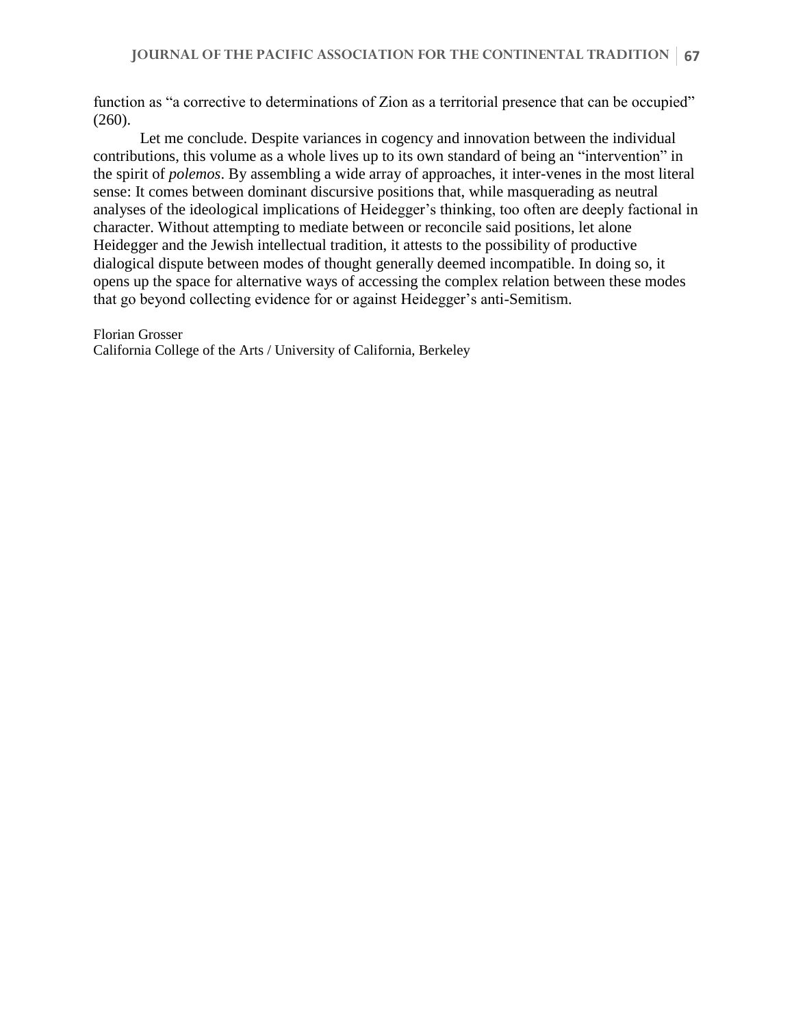function as “a corrective to determinations of Zion as a territorial presence that can be occupied” (260).

Let me conclude. Despite variances in cogency and innovation between the individual contributions, this volume as a whole lives up to its own standard of being an “intervention” in the spirit of *polemos*. By assembling a wide array of approaches, it inter-venes in the most literal sense: It comes between dominant discursive positions that, while masquerading as neutral analyses of the ideological implications of Heidegger’s thinking, too often are deeply factional in character. Without attempting to mediate between or reconcile said positions, let alone Heidegger and the Jewish intellectual tradition, it attests to the possibility of productive dialogical dispute between modes of thought generally deemed incompatible. In doing so, it opens up the space for alternative ways of accessing the complex relation between these modes that go beyond collecting evidence for or against Heidegger’s anti-Semitism.

Florian Grosser
California College of the Arts / University of California, Berkeley